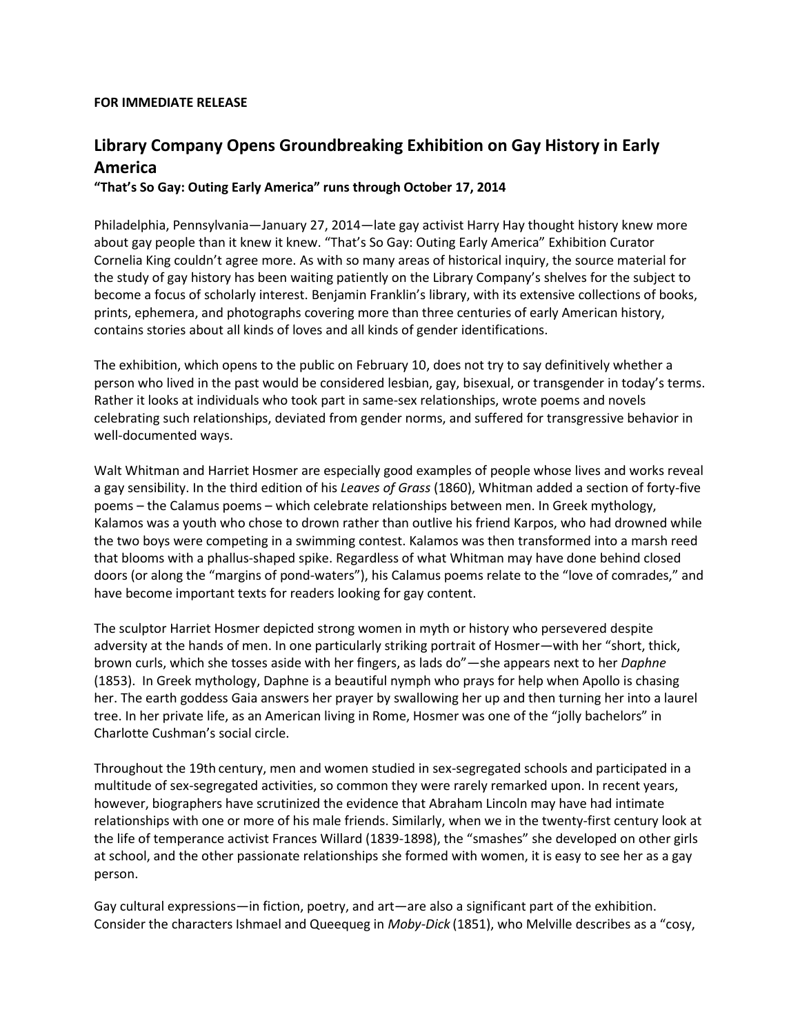**FOR IMMEDIATE RELEASE**

## Library Company Opens Groundbreaking Exhibition on Gay History in Early America

**"That's So Gay: Outing Early America" runs through October 17, 2014**

Philadelphia, Pennsylvania—January 27, 2014—late gay activist Harry Hay thought history knew more about gay people than it knew it knew. "That's So Gay: Outing Early America" Exhibition Curator Cornelia King couldn't agree more. As with so many areas of historical inquiry, the source material for the study of gay history has been waiting patiently on the Library Company's shelves for the subject to become a focus of scholarly interest. Benjamin Franklin's library, with its extensive collections of books, prints, ephemera, and photographs covering more than three centuries of early American history, contains stories about all kinds of loves and all kinds of gender identifications.

The exhibition, which opens to the public on February 10, does not try to say definitively whether a person who lived in the past would be considered lesbian, gay, bisexual, or transgender in today's terms. Rather it looks at individuals who took part in same-sex relationships, wrote poems and novels celebrating such relationships, deviated from gender norms, and suffered for transgressive behavior in well-documented ways.

Walt Whitman and Harriet Hosmer are especially good examples of people whose lives and works reveal a gay sensibility. In the third edition of his *Leaves of Grass* (1860), Whitman added a section of forty-five poems – the Calamus poems – which celebrate relationships between men. In Greek mythology, Kalamos was a youth who chose to drown rather than outlive his friend Karpos, who had drowned while the two boys were competing in a swimming contest. Kalamos was then transformed into a marsh reed that blooms with a phallus-shaped spike. Regardless of what Whitman may have done behind closed doors (or along the "margins of pond-waters"), his Calamus poems relate to the "love of comrades," and have become important texts for readers looking for gay content.

The sculptor Harriet Hosmer depicted strong women in myth or history who persevered despite adversity at the hands of men. In one particularly striking portrait of Hosmer—with her "short, thick, brown curls, which she tosses aside with her fingers, as lads do"—she appears next to her *Daphne* (1853). In Greek mythology, Daphne is a beautiful nymph who prays for help when Apollo is chasing her. The earth goddess Gaia answers her prayer by swallowing her up and then turning her into a laurel tree. In her private life, as an American living in Rome, Hosmer was one of the "jolly bachelors" in Charlotte Cushman's social circle.

Throughout the 19th century, men and women studied in sex-segregated schools and participated in a multitude of sex-segregated activities, so common they were rarely remarked upon. In recent years, however, biographers have scrutinized the evidence that Abraham Lincoln may have had intimate relationships with one or more of his male friends. Similarly, when we in the twenty-first century look at the life of temperance activist Frances Willard (1839-1898), the "smashes" she developed on other girls at school, and the other passionate relationships she formed with women, it is easy to see her as a gay person.

Gay cultural expressions—in fiction, poetry, and art—are also a significant part of the exhibition. Consider the characters Ishmael and Queequeg in *Moby-Dick* (1851), who Melville describes as a "cosy,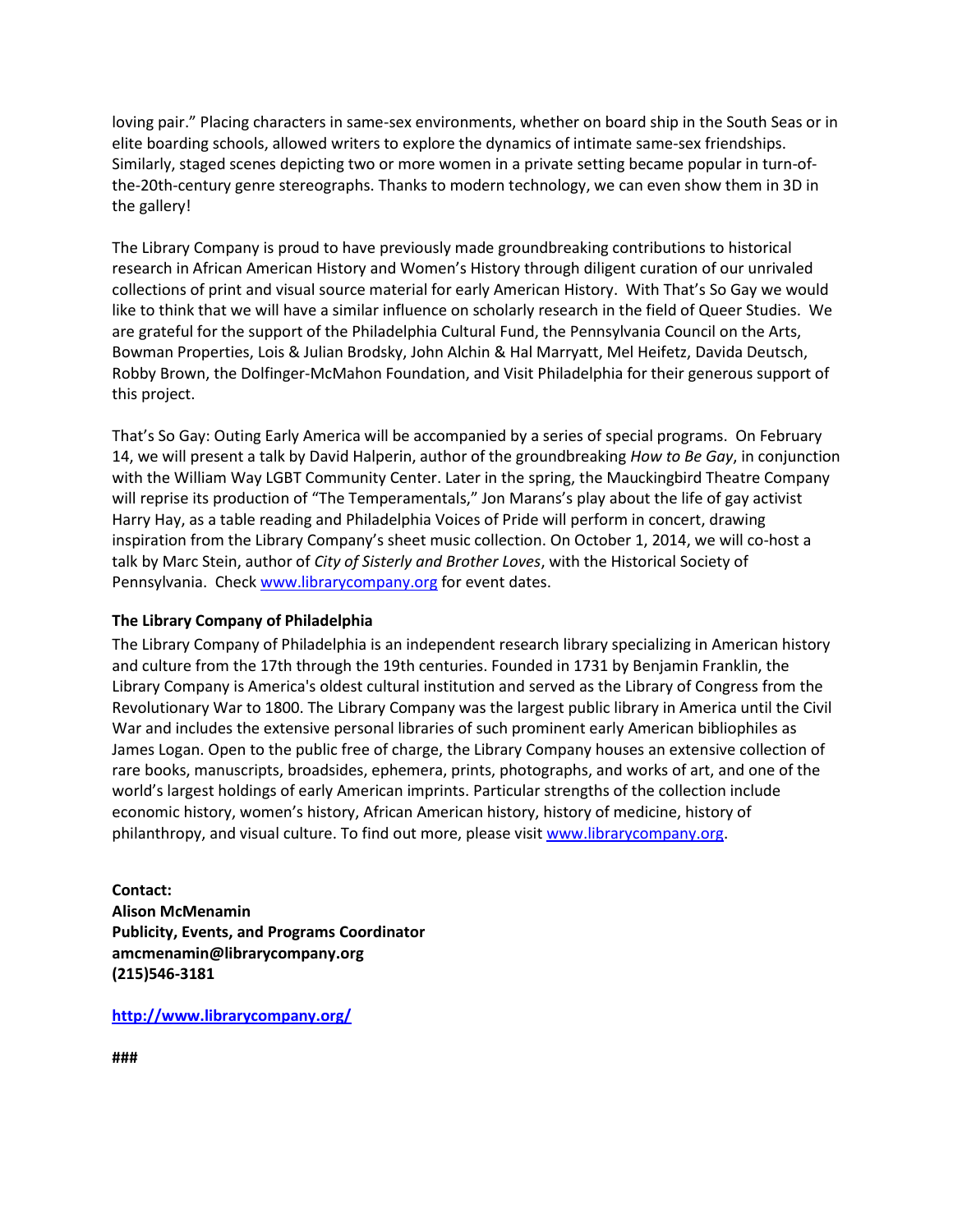loving pair." Placing characters in same-sex environments, whether on board ship in the South Seas or in elite boarding schools, allowed writers to explore the dynamics of intimate same-sex friendships. Similarly, staged scenes depicting two or more women in a private setting became popular in turn-of-the-20th-century genre stereographs. Thanks to modern technology, we can even show them in 3D in the gallery!

The Library Company is proud to have previously made groundbreaking contributions to historical research in African American History and Women's History through diligent curation of our unrivaled collections of print and visual source material for early American History. With That's So Gay we would like to think that we will have a similar influence on scholarly research in the field of Queer Studies. We are grateful for the support of the Philadelphia Cultural Fund, the Pennsylvania Council on the Arts, Bowman Properties, Lois & Julian Brodsky, John Alchin & Hal Marryatt, Mel Heifetz, Davida Deutsch, Robby Brown, the Dolfinger-McMahon Foundation, and Visit Philadelphia for their generous support of this project.

That's So Gay: Outing Early America will be accompanied by a series of special programs. On February 14, we will present a talk by David Halperin, author of the groundbreaking *How to Be Gay*, in conjunction with the William Way LGBT Community Center. Later in the spring, the Mauckingbird Theatre Company will reprise its production of "The Temperamentals," Jon Marans's play about the life of gay activist Harry Hay, as a table reading and Philadelphia Voices of Pride will perform in concert, drawing inspiration from the Library Company's sheet music collection. On October 1, 2014, we will co-host a talk by Marc Stein, author of *City of Sisterly and Brother Loves*, with the Historical Society of Pennsylvania. Check [www.librarycompany.org](http://www.librarycompany.org) for event dates.

**The Library Company of Philadelphia**

The Library Company of Philadelphia is an independent research library specializing in American history and culture from the 17th through the 19th centuries. Founded in 1731 by Benjamin Franklin, the Library Company is America's oldest cultural institution and served as the Library of Congress from the Revolutionary War to 1800. The Library Company was the largest public library in America until the Civil War and includes the extensive personal libraries of such prominent early American bibliophiles as James Logan. Open to the public free of charge, the Library Company houses an extensive collection of rare books, manuscripts, broadsides, ephemera, prints, photographs, and works of art, and one of the world's largest holdings of early American imprints. Particular strengths of the collection include economic history, women's history, African American history, history of medicine, history of philanthropy, and visual culture. To find out more, please visit [www.librarycompany.org](http://www.librarycompany.org).

**Contact:**
**Alison McMenamin**
**Publicity, Events, and Programs Coordinator**
**amcmenamin@librarycompany.org**
**(215)546-3181**

**[http://www.librarycompany.org/](http://www.librarycompany.org/)**

**###**